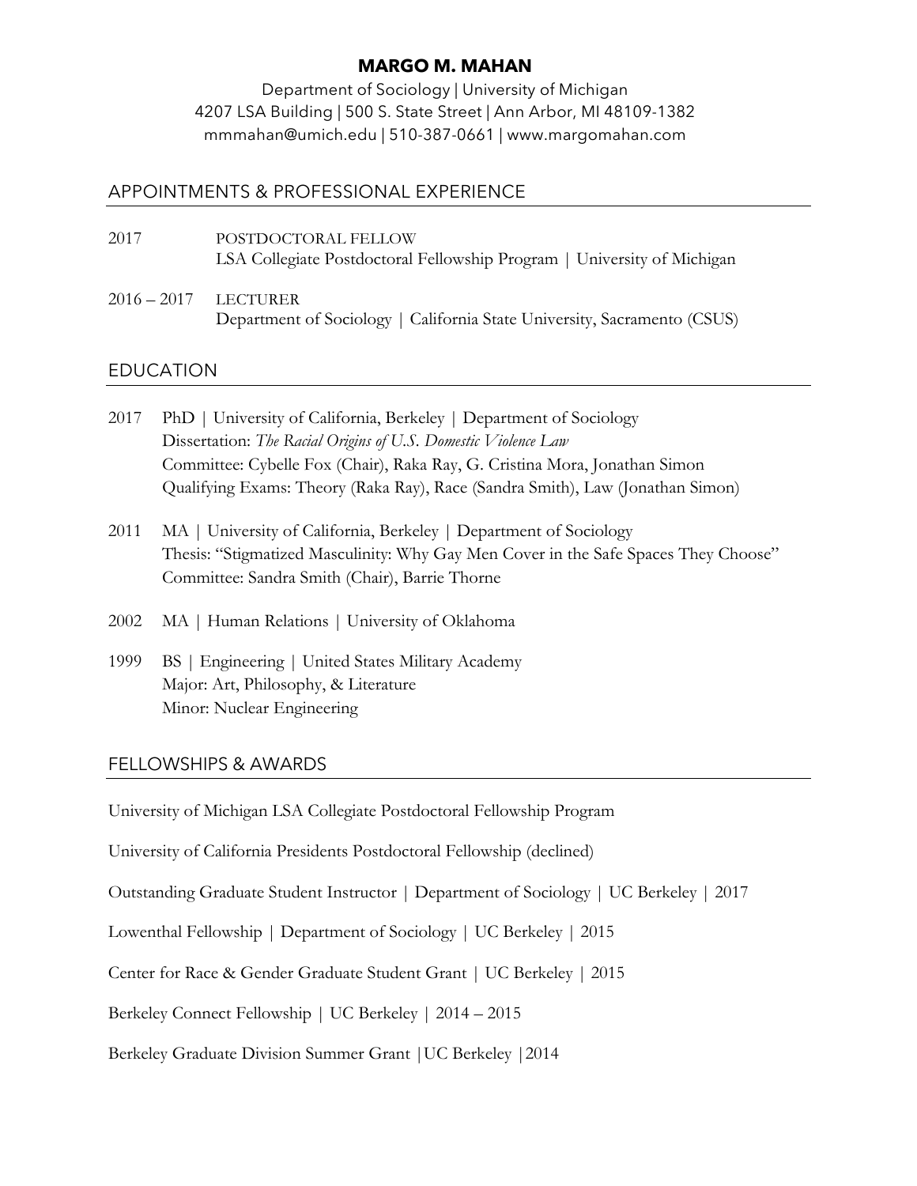# MARGO M. MAHAN

Department of Sociology | University of Michigan
4207 LSA Building | 500 S. State Street | Ann Arbor, MI 48109-1382
mmmahan@umich.edu | 510-387-0661 | www.margomahan.com

## APPOINTMENTS & PROFESSIONAL EXPERIENCE

2017 POSTDOCTORAL FELLOW
LSA Collegiate Postdoctoral Fellowship Program | University of Michigan

2016 – 2017 LECTURER
Department of Sociology | California State University, Sacramento (CSUS)

## EDUCATION

2017 PhD | University of California, Berkeley | Department of Sociology
Dissertation: *The Racial Origins of U.S. Domestic Violence Law*
Committee: Cybelle Fox (Chair), Raka Ray, G. Cristina Mora, Jonathan Simon
Qualifying Exams: Theory (Raka Ray), Race (Sandra Smith), Law (Jonathan Simon)

2011 MA | University of California, Berkeley | Department of Sociology
Thesis: "Stigmatized Masculinity: Why Gay Men Cover in the Safe Spaces They Choose"
Committee: Sandra Smith (Chair), Barrie Thorne

2002 MA | Human Relations | University of Oklahoma

1999 BS | Engineering | United States Military Academy
Major: Art, Philosophy, & Literature
Minor: Nuclear Engineering

## FELLOWSHIPS & AWARDS

University of Michigan LSA Collegiate Postdoctoral Fellowship Program

University of California Presidents Postdoctoral Fellowship (declined)

Outstanding Graduate Student Instructor | Department of Sociology | UC Berkeley | 2017

Lowenthal Fellowship | Department of Sociology | UC Berkeley | 2015

Center for Race & Gender Graduate Student Grant | UC Berkeley | 2015

Berkeley Connect Fellowship | UC Berkeley | 2014 – 2015

Berkeley Graduate Division Summer Grant | UC Berkeley | 2014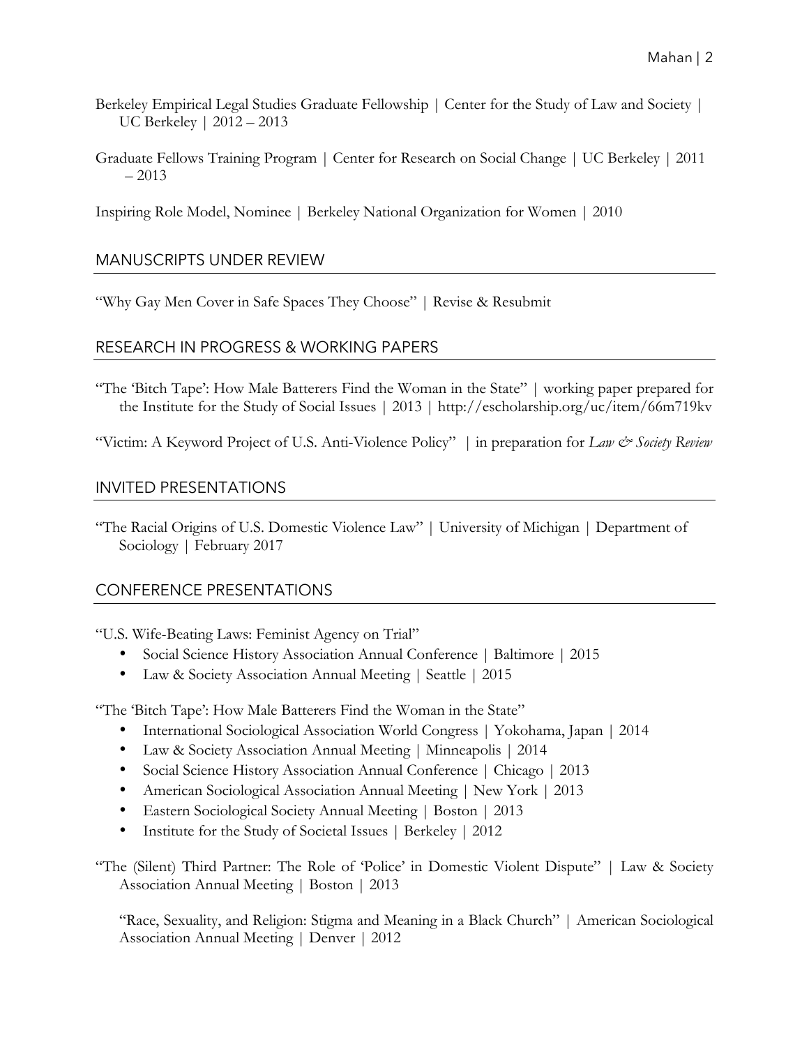Berkeley Empirical Legal Studies Graduate Fellowship | Center for the Study of Law and Society | UC Berkeley | 2012 – 2013

Graduate Fellows Training Program | Center for Research on Social Change | UC Berkeley | 2011 – 2013

Inspiring Role Model, Nominee | Berkeley National Organization for Women | 2010

## MANUSCRIPTS UNDER REVIEW

"Why Gay Men Cover in Safe Spaces They Choose" | Revise & Resubmit

## RESEARCH IN PROGRESS & WORKING PAPERS

"The 'Bitch Tape': How Male Batterers Find the Woman in the State" | working paper prepared for the Institute for the Study of Social Issues | 2013 | http://escholarship.org/uc/item/66m719kv

"Victim: A Keyword Project of U.S. Anti-Violence Policy" | in preparation for *Law & Society Review*

## INVITED PRESENTATIONS

"The Racial Origins of U.S. Domestic Violence Law" | University of Michigan | Department of Sociology | February 2017

## CONFERENCE PRESENTATIONS

"U.S. Wife-Beating Laws: Feminist Agency on Trial"

- Social Science History Association Annual Conference | Baltimore | 2015
- Law & Society Association Annual Meeting | Seattle | 2015

"The 'Bitch Tape': How Male Batterers Find the Woman in the State"

- International Sociological Association World Congress | Yokohama, Japan | 2014
- Law & Society Association Annual Meeting | Minneapolis | 2014
- Social Science History Association Annual Conference | Chicago | 2013
- American Sociological Association Annual Meeting | New York | 2013
- Eastern Sociological Society Annual Meeting | Boston | 2013
- Institute for the Study of Societal Issues | Berkeley | 2012

"The (Silent) Third Partner: The Role of 'Police' in Domestic Violent Dispute" | Law & Society Association Annual Meeting | Boston | 2013

"Race, Sexuality, and Religion: Stigma and Meaning in a Black Church" | American Sociological Association Annual Meeting | Denver | 2012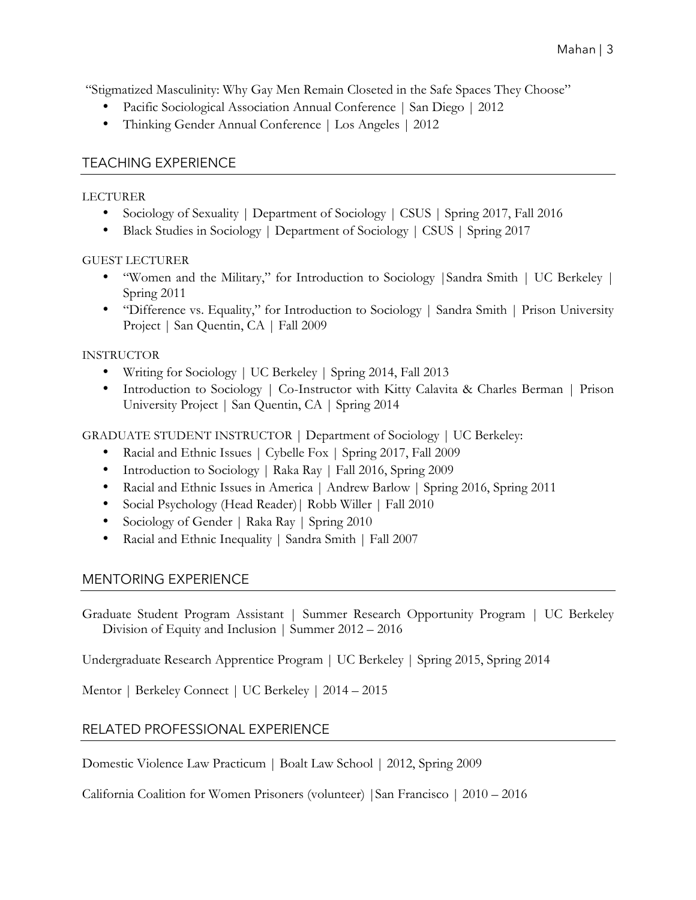"Stigmatized Masculinity: Why Gay Men Remain Closeted in the Safe Spaces They Choose"

- Pacific Sociological Association Annual Conference | San Diego | 2012
- Thinking Gender Annual Conference | Los Angeles | 2012

## TEACHING EXPERIENCE

LECTURER

- Sociology of Sexuality | Department of Sociology | CSUS | Spring 2017, Fall 2016
- Black Studies in Sociology | Department of Sociology | CSUS | Spring 2017

GUEST LECTURER

- "Women and the Military," for Introduction to Sociology |Sandra Smith | UC Berkeley | Spring 2011
- "Difference vs. Equality," for Introduction to Sociology | Sandra Smith | Prison University Project | San Quentin, CA | Fall 2009

INSTRUCTOR

- Writing for Sociology | UC Berkeley | Spring 2014, Fall 2013
- Introduction to Sociology | Co-Instructor with Kitty Calavita & Charles Berman | Prison University Project | San Quentin, CA | Spring 2014

GRADUATE STUDENT INSTRUCTOR | Department of Sociology | UC Berkeley:

- Racial and Ethnic Issues | Cybelle Fox | Spring 2017, Fall 2009
- Introduction to Sociology | Raka Ray | Fall 2016, Spring 2009
- Racial and Ethnic Issues in America | Andrew Barlow | Spring 2016, Spring 2011
- Social Psychology (Head Reader)| Robb Willer | Fall 2010
- Sociology of Gender | Raka Ray | Spring 2010
- Racial and Ethnic Inequality | Sandra Smith | Fall 2007

## MENTORING EXPERIENCE

Graduate Student Program Assistant | Summer Research Opportunity Program | UC Berkeley Division of Equity and Inclusion | Summer 2012 – 2016

Undergraduate Research Apprentice Program | UC Berkeley | Spring 2015, Spring 2014

Mentor | Berkeley Connect | UC Berkeley | 2014 – 2015

## RELATED PROFESSIONAL EXPERIENCE

Domestic Violence Law Practicum | Boalt Law School | 2012, Spring 2009

California Coalition for Women Prisoners (volunteer) |San Francisco | 2010 – 2016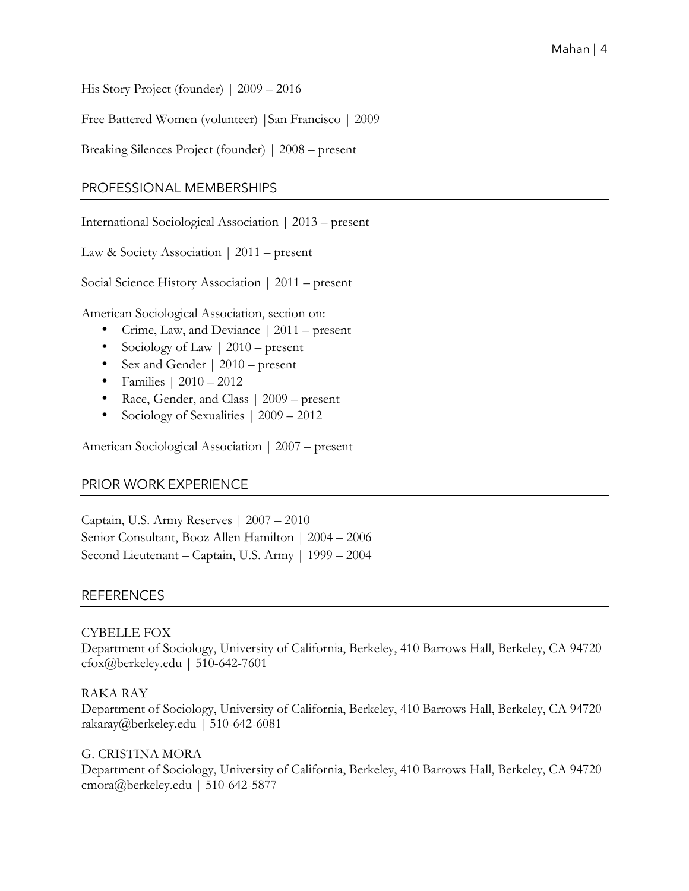His Story Project (founder) | 2009 – 2016

Free Battered Women (volunteer) |San Francisco | 2009

Breaking Silences Project (founder) | 2008 – present

## PROFESSIONAL MEMBERSHIPS

International Sociological Association | 2013 – present

Law & Society Association | 2011 – present

Social Science History Association | 2011 – present

American Sociological Association, section on:

- Crime, Law, and Deviance | 2011 – present
- Sociology of Law | 2010 – present
- Sex and Gender | 2010 – present
- Families | 2010 – 2012
- Race, Gender, and Class | 2009 – present
- Sociology of Sexualities | 2009 – 2012

American Sociological Association | 2007 – present

## PRIOR WORK EXPERIENCE

Captain, U.S. Army Reserves | 2007 – 2010
Senior Consultant, Booz Allen Hamilton | 2004 – 2006
Second Lieutenant – Captain, U.S. Army | 1999 – 2004

## REFERENCES

CYBELLE FOX
Department of Sociology, University of California, Berkeley, 410 Barrows Hall, Berkeley, CA 94720
cfox@berkeley.edu | 510-642-7601

RAKA RAY
Department of Sociology, University of California, Berkeley, 410 Barrows Hall, Berkeley, CA 94720
rakaray@berkeley.edu | 510-642-6081

G. CRISTINA MORA
Department of Sociology, University of California, Berkeley, 410 Barrows Hall, Berkeley, CA 94720
cmora@berkeley.edu | 510-642-5877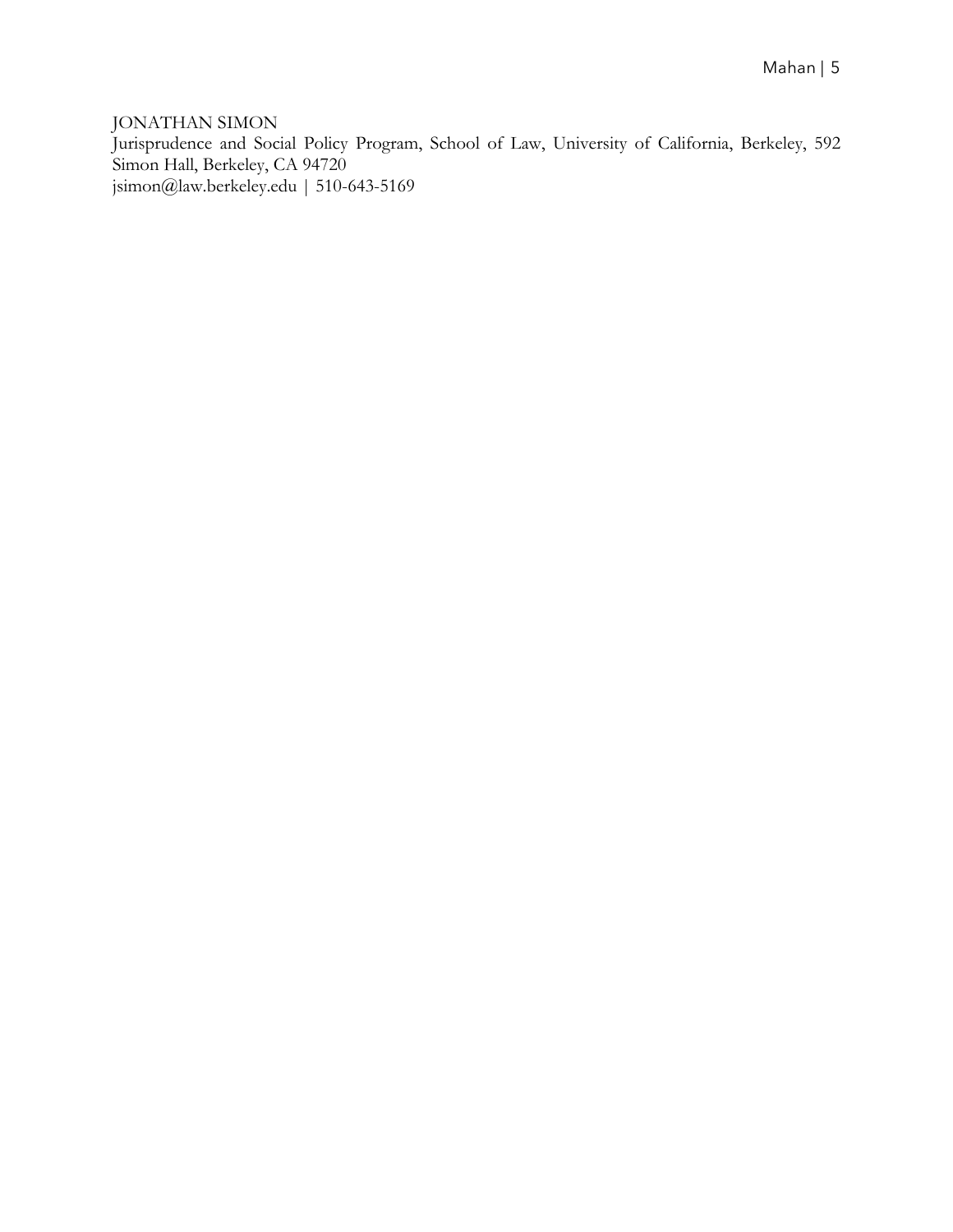JONATHAN SIMON
Jurisprudence and Social Policy Program, School of Law, University of California, Berkeley, 592 Simon Hall, Berkeley, CA 94720
jsimon@law.berkeley.edu | 510-643-5169